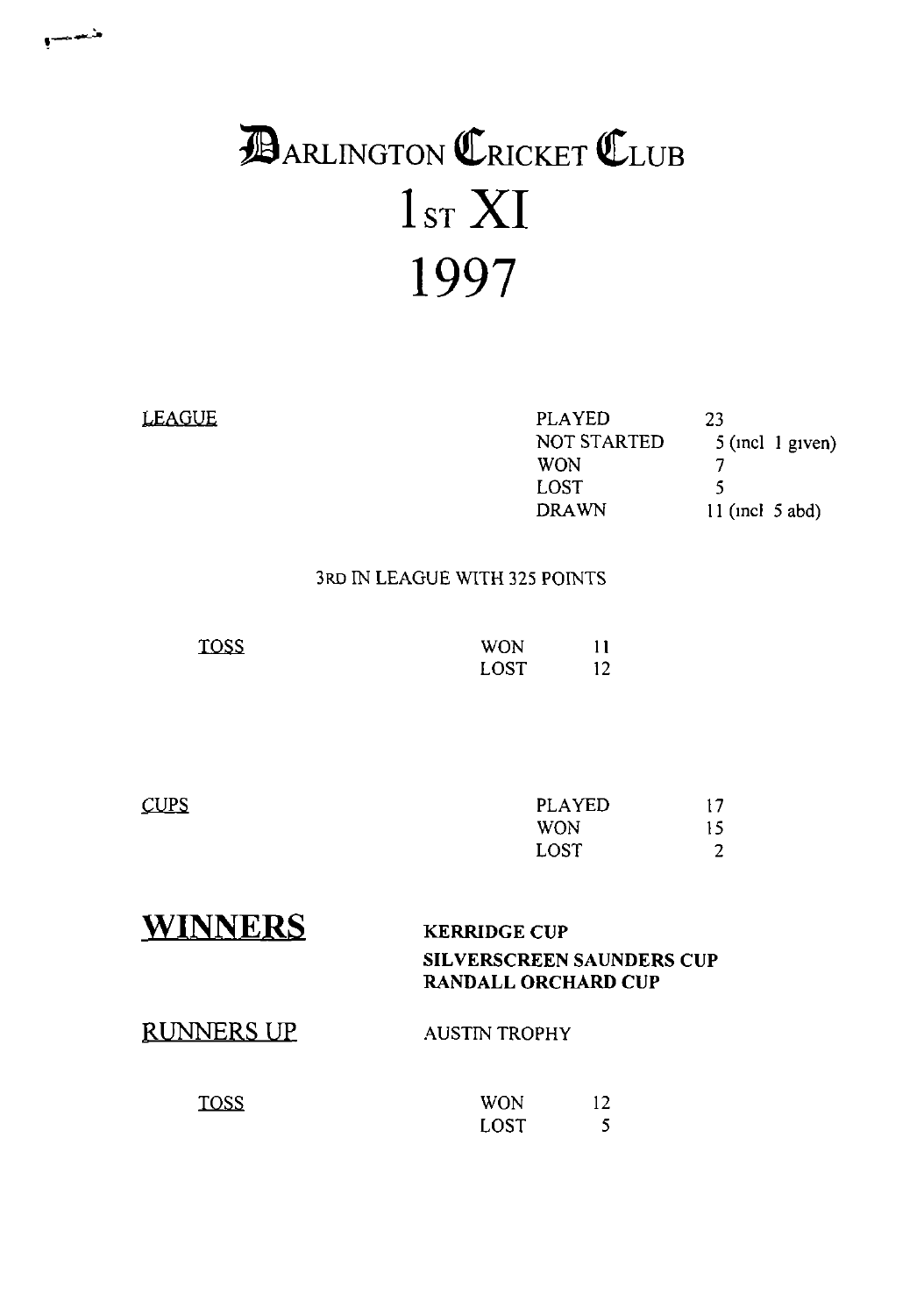# DARLINGTON CRICKET CLUB
# 1ST XI
# 1997

LEAGUE

| | |
|---|---|
| PLAYED | 23 |
| NOT STARTED | 5 (incl 1 given) |
| WON | 7 |
| LOST | 5 |
| DRAWN | 11 (incl 5 abd) |

3RD IN LEAGUE WITH 325 POINTS

TOSS

| | |
|---|---|
| WON | 11 |
| LOST | 12 |

CUPS

| | |
|---|---|
| PLAYED | 17 |
| WON | 15 |
| LOST | 2 |

## WINNERS

**KERRIDGE CUP**
**SILVERSCREEN SAUNDERS CUP**
**RANDALL ORCHARD CUP**

RUNNERS UP

AUSTIN TROPHY

TOSS

| | |
|---|---|
| WON | 12 |
| LOST | 5 |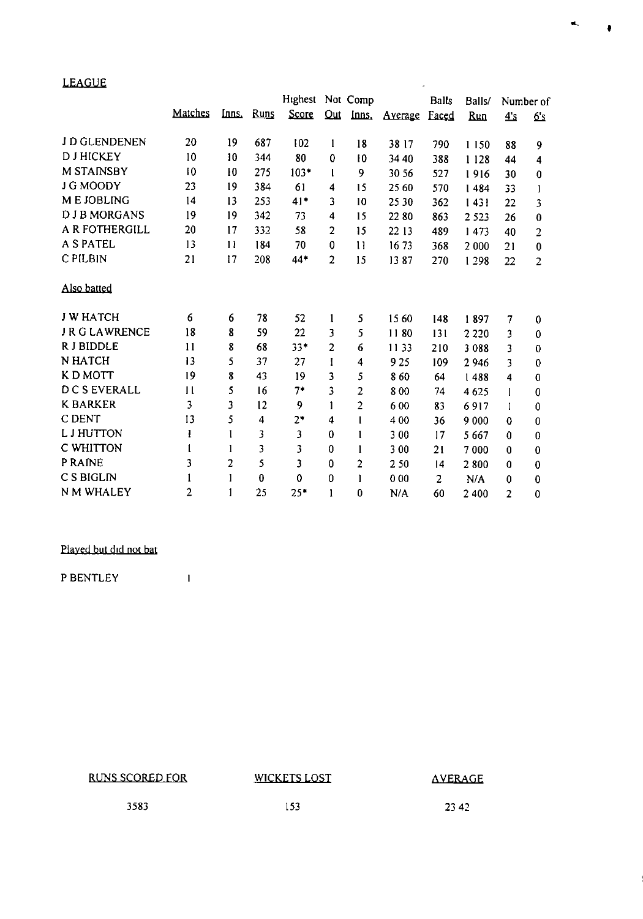LEAGUE

| | Matches | Inns. | Runs | Highest Score | Not Out | Comp Inns. | Average | Balls Faced | Balls/ Run | Number of 4's | 6's |
|---|---|---|---|---|---|---|---|---|---|---|---|
| J D GLENDENEN | 20 | 19 | 687 | 102 | 1 | 18 | 38 17 | 790 | 1 150 | 88 | 9 |
| D J HICKEY | 10 | 10 | 344 | 80 | 0 | 10 | 34 40 | 388 | 1 128 | 44 | 4 |
| M STAINSBY | 10 | 10 | 275 | 103* | 1 | 9 | 30 56 | 527 | 1 916 | 30 | 0 |
| J G MOODY | 23 | 19 | 384 | 61 | 4 | 15 | 25 60 | 570 | 1 484 | 33 | 1 |
| M E JOBLING | 14 | 13 | 253 | 41* | 3 | 10 | 25 30 | 362 | 1 431 | 22 | 3 |
| D J B MORGANS | 19 | 19 | 342 | 73 | 4 | 15 | 22 80 | 863 | 2 523 | 26 | 0 |
| A R FOTHERGILL | 20 | 17 | 332 | 58 | 2 | 15 | 22 13 | 489 | 1 473 | 40 | 2 |
| A S PATEL | 13 | 11 | 184 | 70 | 0 | 11 | 16 73 | 368 | 2 000 | 21 | 0 |
| C PILBIN | 21 | 17 | 208 | 44* | 2 | 15 | 13 87 | 270 | 1 298 | 22 | 2 |
| Also batted | | | | | | | | | | | |
| J W HATCH | 6 | 6 | 78 | 52 | 1 | 5 | 15 60 | 148 | 1 897 | 7 | 0 |
| J R G LAWRENCE | 18 | 8 | 59 | 22 | 3 | 5 | 11 80 | 131 | 2 220 | 3 | 0 |
| R J BIDDLE | 11 | 8 | 68 | 33* | 2 | 6 | 11 33 | 210 | 3 088 | 3 | 0 |
| N HATCH | 13 | 5 | 37 | 27 | 1 | 4 | 9 25 | 109 | 2 946 | 3 | 0 |
| K D MOTT | 19 | 8 | 43 | 19 | 3 | 5 | 8 60 | 64 | 1 488 | 4 | 0 |
| D C S EVERALL | 11 | 5 | 16 | 7* | 3 | 2 | 8 00 | 74 | 4 625 | 1 | 0 |
| K BARKER | 3 | 3 | 12 | 9 | 1 | 2 | 6 00 | 83 | 6 917 | 1 | 0 |
| C DENT | 13 | 5 | 4 | 2* | 4 | 1 | 4 00 | 36 | 9 000 | 0 | 0 |
| L J HUTTON | 1 | 1 | 3 | 3 | 0 | 1 | 3 00 | 17 | 5 667 | 0 | 0 |
| C WHITTON | 1 | 1 | 3 | 3 | 0 | 1 | 3 00 | 21 | 7 000 | 0 | 0 |
| P RAINE | 3 | 2 | 5 | 3 | 0 | 2 | 2 50 | 14 | 2 800 | 0 | 0 |
| C S BIGLIN | 1 | 1 | 0 | 0 | 0 | 1 | 0 00 | 2 | N/A | 0 | 0 |
| N M WHALEY | 2 | 1 | 25 | 25* | 1 | 0 | N/A | 60 | 2 400 | 2 | 0 |

Played but did not bat

P BENTLEY 1

| RUNS SCORED FOR | WICKETS LOST | AVERAGE |
|---|---|---|
| 3583 | 153 | 23 42 |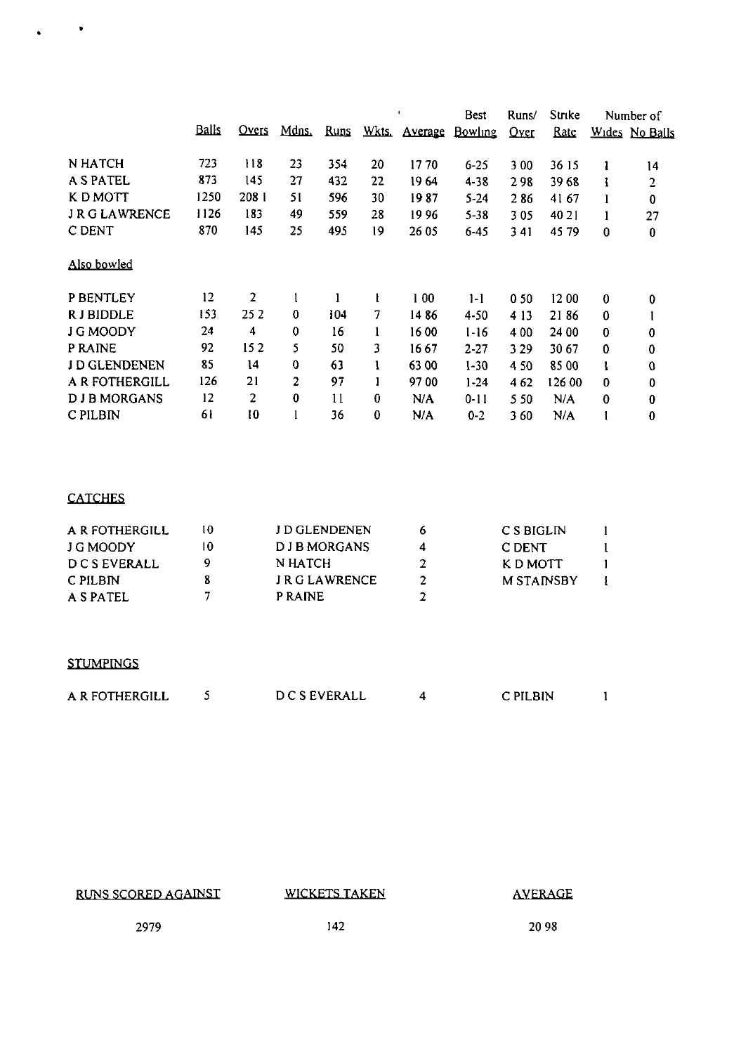| | Balls | Overs | Mdns. | Runs | Wkts. | Average | Best Bowling | Runs/ Over | Strike Rate | Number of Wides | No Balls |
|---|---|---|---|---|---|---|---|---|---|---|---|
| N HATCH | 723 | 118 | 23 | 354 | 20 | 17 70 | 6-25 | 3 00 | 36 15 | 1 | 14 |
| A S PATEL | 873 | 145 | 27 | 432 | 22 | 19 64 | 4-38 | 2 98 | 39 68 | 1 | 2 |
| K D MOTT | 1250 | 208 1 | 51 | 596 | 30 | 19 87 | 5-24 | 2 86 | 41 67 | 1 | 0 |
| J R G LAWRENCE | 1126 | 183 | 49 | 559 | 28 | 19 96 | 5-38 | 3 05 | 40 21 | 1 | 27 |
| C DENT | 870 | 145 | 25 | 495 | 19 | 26 05 | 6-45 | 3 41 | 45 79 | 0 | 0 |
| Also bowled | | | | | | | | | | | |
| P BENTLEY | 12 | 2 | 1 | 1 | 1 | 1 00 | 1-1 | 0 50 | 12 00 | 0 | 0 |
| R J BIDDLE | 153 | 25 2 | 0 | 104 | 7 | 14 86 | 4-50 | 4 13 | 21 86 | 0 | 1 |
| J G MOODY | 24 | 4 | 0 | 16 | 1 | 16 00 | 1-16 | 4 00 | 24 00 | 0 | 0 |
| P RAINE | 92 | 15 2 | 5 | 50 | 3 | 16 67 | 2-27 | 3 29 | 30 67 | 0 | 0 |
| J D GLENDENEN | 85 | 14 | 0 | 63 | 1 | 63 00 | 1-30 | 4 50 | 85 00 | 1 | 0 |
| A R FOTHERGILL | 126 | 21 | 2 | 97 | 1 | 97 00 | 1-24 | 4 62 | 126 00 | 0 | 0 |
| D J B MORGANS | 12 | 2 | 0 | 11 | 0 | N/A | 0-11 | 5 50 | N/A | 0 | 0 |
| C PILBIN | 61 | 10 | 1 | 36 | 0 | N/A | 0-2 | 3 60 | N/A | 1 | 0 |

## CATCHES

| | | | | | |
|---|---|---|---|---|---|
| A R FOTHERGILL | 10 | J D GLENDENEN | 6 | C S BIGLIN | 1 |
| J G MOODY | 10 | D J B MORGANS | 4 | C DENT | 1 |
| D C S EVERALL | 9 | N HATCH | 2 | K D MOTT | 1 |
| C PILBIN | 8 | J R G LAWRENCE | 2 | M STAINSBY | 1 |
| A S PATEL | 7 | P RAINE | 2 | | |

## STUMPINGS

| | | | | | |
|---|---|---|---|---|---|
| A R FOTHERGILL | 5 | D C S EVERALL | 4 | C PILBIN | 1 |

| RUNS SCORED AGAINST | WICKETS TAKEN | AVERAGE |
|---|---|---|
| 2979 | 142 | 20 98 |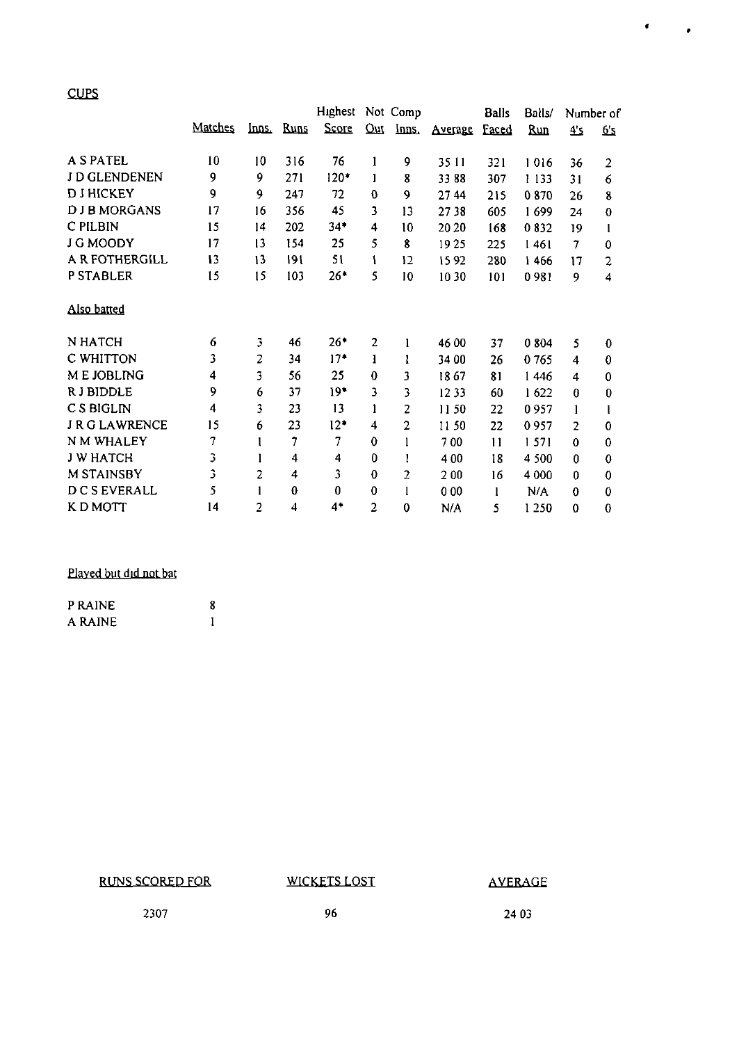CUPS

| | Matches | Inns. | Runs | Highest Score | Not Out | Comp Inns. | Average | Balls Faced | Balls/ Run | Number of 4's | 6's |
|---|---|---|---|---|---|---|---|---|---|---|---|
| A S PATEL | 10 | 10 | 316 | 76 | 1 | 9 | 35 11 | 321 | 1 016 | 36 | 2 |
| J D GLENDENEN | 9 | 9 | 271 | 120* | 1 | 8 | 33 88 | 307 | 1 133 | 31 | 6 |
| D J HICKEY | 9 | 9 | 247 | 72 | 0 | 9 | 27 44 | 215 | 0 870 | 26 | 8 |
| D J B MORGANS | 17 | 16 | 356 | 45 | 3 | 13 | 27 38 | 605 | 1 699 | 24 | 0 |
| C PILBIN | 15 | 14 | 202 | 34* | 4 | 10 | 20 20 | 168 | 0 832 | 19 | 1 |
| J G MOODY | 17 | 13 | 154 | 25 | 5 | 8 | 19 25 | 225 | 1 461 | 7 | 0 |
| A R FOTHERGILL | 13 | 13 | 191 | 51 | 1 | 12 | 15 92 | 280 | 1 466 | 17 | 2 |
| P STABLER | 15 | 15 | 103 | 26* | 5 | 10 | 10 30 | 101 | 0 981 | 9 | 4 |
| Also batted | | | | | | | | | | | |
| N HATCH | 6 | 3 | 46 | 26* | 2 | 1 | 46 00 | 37 | 0 804 | 5 | 0 |
| C WHITTON | 3 | 2 | 34 | 17* | 1 | 1 | 34 00 | 26 | 0 765 | 4 | 0 |
| M E JOBLING | 4 | 3 | 56 | 25 | 0 | 3 | 18 67 | 81 | 1 446 | 4 | 0 |
| R J BIDDLE | 9 | 6 | 37 | 19* | 3 | 3 | 12 33 | 60 | 1 622 | 0 | 0 |
| C S BIGLIN | 4 | 3 | 23 | 13 | 1 | 2 | 11 50 | 22 | 0 957 | 1 | 1 |
| J R G LAWRENCE | 15 | 6 | 23 | 12* | 4 | 2 | 11 50 | 22 | 0 957 | 2 | 0 |
| N M WHALEY | 7 | 1 | 7 | 7 | 0 | 1 | 7 00 | 11 | 1 571 | 0 | 0 |
| J W HATCH | 3 | 1 | 4 | 4 | 0 | 1 | 4 00 | 18 | 4 500 | 0 | 0 |
| M STAINSBY | 3 | 2 | 4 | 3 | 0 | 2 | 2 00 | 16 | 4 000 | 0 | 0 |
| D C S EVERALL | 5 | 1 | 0 | 0 | 0 | 1 | 0 00 | 1 | N/A | 0 | 0 |
| K D MOTT | 14 | 2 | 4 | 4* | 2 | 0 | N/A | 5 | 1 250 | 0 | 0 |

Played but did not bat

| | |
|---|---|
| P RAINE | 8 |
| A RAINE | 1 |

| RUNS SCORED FOR | WICKETS LOST | AVERAGE |
|---|---|---|
| 2307 | 96 | 24 03 |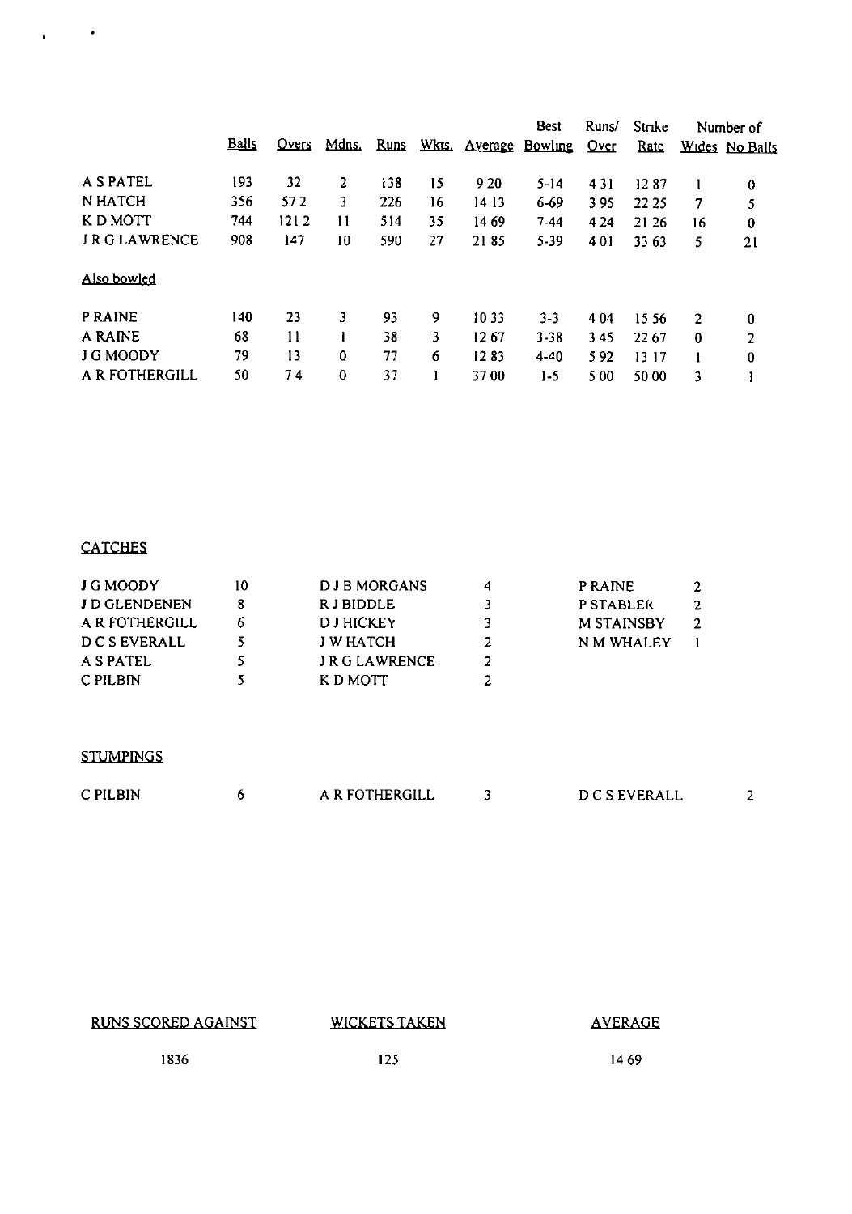| | Balls | Overs | Mdns. | Runs | Wkts. | Average | Best Bowling | Runs/ Over | Strike Rate | Number of Wides | Number of No Balls |
|---|---|---|---|---|---|---|---|---|---|---|---|
| A S PATEL | 193 | 32 | 2 | 138 | 15 | 9 20 | 5-14 | 4 31 | 12 87 | 1 | 0 |
| N HATCH | 356 | 57 2 | 3 | 226 | 16 | 14 13 | 6-69 | 3 95 | 22 25 | 7 | 5 |
| K D MOTT | 744 | 121 2 | 11 | 514 | 35 | 14 69 | 7-44 | 4 24 | 21 26 | 16 | 0 |
| J R G LAWRENCE | 908 | 147 | 10 | 590 | 27 | 21 85 | 5-39 | 4 01 | 33 63 | 5 | 21 |
| Also bowled | | | | | | | | | | | |
| P RAINE | 140 | 23 | 3 | 93 | 9 | 10 33 | 3-3 | 4 04 | 15 56 | 2 | 0 |
| A RAINE | 68 | 11 | 1 | 38 | 3 | 12 67 | 3-38 | 3 45 | 22 67 | 0 | 2 |
| J G MOODY | 79 | 13 | 0 | 77 | 6 | 12 83 | 4-40 | 5 92 | 13 17 | 1 | 0 |
| A R FOTHERGILL | 50 | 7 4 | 0 | 37 | 1 | 37 00 | 1-5 | 5 00 | 50 00 | 3 | 1 |

## CATCHES

| | | | | | |
|---|---|---|---|---|---|
| J G MOODY | 10 | D J B MORGANS | 4 | P RAINE | 2 |
| J D GLENDENEN | 8 | R J BIDDLE | 3 | P STABLER | 2 |
| A R FOTHERGILL | 6 | D J HICKEY | 3 | M STAINSBY | 2 |
| D C S EVERALL | 5 | J W HATCH | 2 | N M WHALEY | 1 |
| A S PATEL | 5 | J R G LAWRENCE | 2 | | |
| C PILBIN | 5 | K D MOTT | 2 | | |

## STUMPINGS

| | | | | | |
|---|---|---|---|---|---|
| C PILBIN | 6 | A R FOTHERGILL | 3 | D C S EVERALL | 2 |

| RUNS SCORED AGAINST | WICKETS TAKEN | AVERAGE |
|---|---|---|
| 1836 | 125 | 14 69 |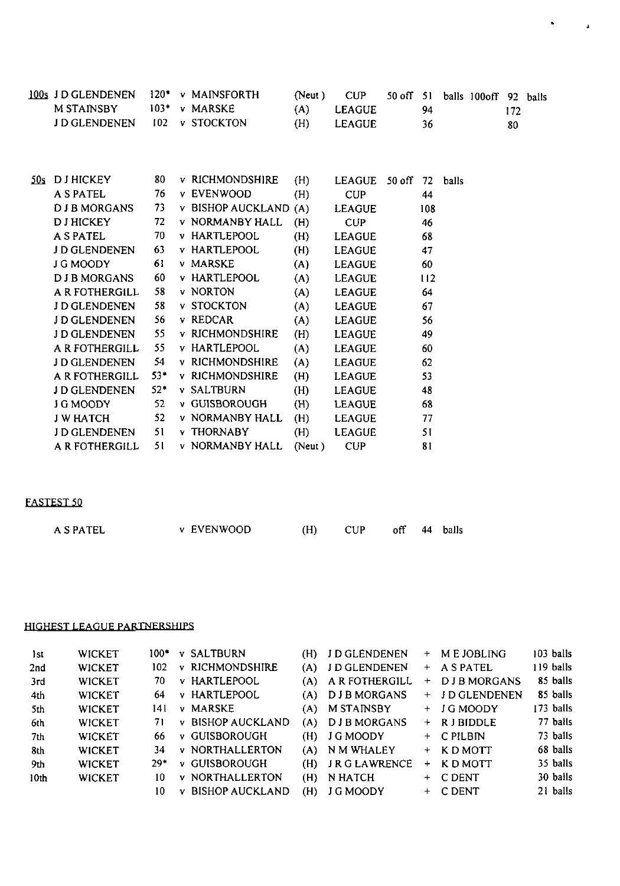## 100s

| | | | | | | | | |
|---|---|---|---|---|---|---|---|---|
| J D GLENDENEN | 120* | v MAINSFORTH | (Neut) | CUP | 50 off | 51 balls | 100off | 92 balls |
| M STAINSBY | 103* | v MARSKE | (A) | LEAGUE | | 94 | | 172 |
| J D GLENDENEN | 102 | v STOCKTON | (H) | LEAGUE | | 36 | | 80 |

## 50s

| | | | | | | |
|---|---|---|---|---|---|---|
| D J HICKEY | 80 | v RICHMONDSHIRE | (H) | LEAGUE | 50 off | 72 balls |
| A S PATEL | 76 | v EVENWOOD | (H) | CUP | | 44 |
| D J B MORGANS | 73 | v BISHOP AUCKLAND | (A) | LEAGUE | | 108 |
| D J HICKEY | 72 | v NORMANBY HALL | (H) | CUP | | 46 |
| A S PATEL | 70 | v HARTLEPOOL | (H) | LEAGUE | | 68 |
| J D GLENDENEN | 63 | v HARTLEPOOL | (H) | LEAGUE | | 47 |
| J G MOODY | 61 | v MARSKE | (A) | LEAGUE | | 60 |
| D J B MORGANS | 60 | v HARTLEPOOL | (A) | LEAGUE | | 112 |
| A R FOTHERGILL | 58 | v NORTON | (A) | LEAGUE | | 64 |
| J D GLENDENEN | 58 | v STOCKTON | (A) | LEAGUE | | 67 |
| J D GLENDENEN | 56 | v REDCAR | (A) | LEAGUE | | 56 |
| J D GLENDENEN | 55 | v RICHMONDSHIRE | (H) | LEAGUE | | 49 |
| A R FOTHERGILL | 55 | v HARTLEPOOL | (A) | LEAGUE | | 60 |
| J D GLENDENEN | 54 | v RICHMONDSHIRE | (A) | LEAGUE | | 62 |
| A R FOTHERGILL | 53* | v RICHMONDSHIRE | (H) | LEAGUE | | 53 |
| J D GLENDENEN | 52* | v SALTBURN | (H) | LEAGUE | | 48 |
| J G MOODY | 52 | v GUISBOROUGH | (H) | LEAGUE | | 68 |
| J W HATCH | 52 | v NORMANBY HALL | (H) | LEAGUE | | 77 |
| J D GLENDENEN | 51 | v THORNABY | (H) | LEAGUE | | 51 |
| A R FOTHERGILL | 51 | v NORMANBY HALL | (Neut) | CUP | | 81 |

## FASTEST 50

A S PATEL v EVENWOOD (H) CUP off 44 balls

## HIGHEST LEAGUE PARTNERSHIPS

| | | | | | | | | |
|---|---|---|---|---|---|---|---|---|
| 1st | WICKET | 100* | v SALTBURN | (H) | J D GLENDENEN | + | M E JOBLING | 103 balls |
| 2nd | WICKET | 102 | v RICHMONDSHIRE | (A) | J D GLENDENEN | + | A S PATEL | 119 balls |
| 3rd | WICKET | 70 | v HARTLEPOOL | (A) | A R FOTHERGILL | + | D J B MORGANS | 85 balls |
| 4th | WICKET | 64 | v HARTLEPOOL | (A) | D J B MORGANS | + | J D GLENDENEN | 85 balls |
| 5th | WICKET | 141 | v MARSKE | (A) | M STAINSBY | + | J G MOODY | 173 balls |
| 6th | WICKET | 71 | v BISHOP AUCKLAND | (A) | D J B MORGANS | + | R J BIDDLE | 77 balls |
| 7th | WICKET | 66 | v GUISBOROUGH | (H) | J G MOODY | + | C PILBIN | 73 balls |
| 8th | WICKET | 34 | v NORTHALLERTON | (A) | N M WHALEY | + | K D MOTT | 68 balls |
| 9th | WICKET | 29* | v GUISBOROUGH | (H) | J R G LAWRENCE | + | K D MOTT | 35 balls |
| 10th | WICKET | 10 | v NORTHALLERTON | (H) | N HATCH | + | C DENT | 30 balls |
| | | 10 | v BISHOP AUCKLAND | (H) | J G MOODY | + | C DENT | 21 balls |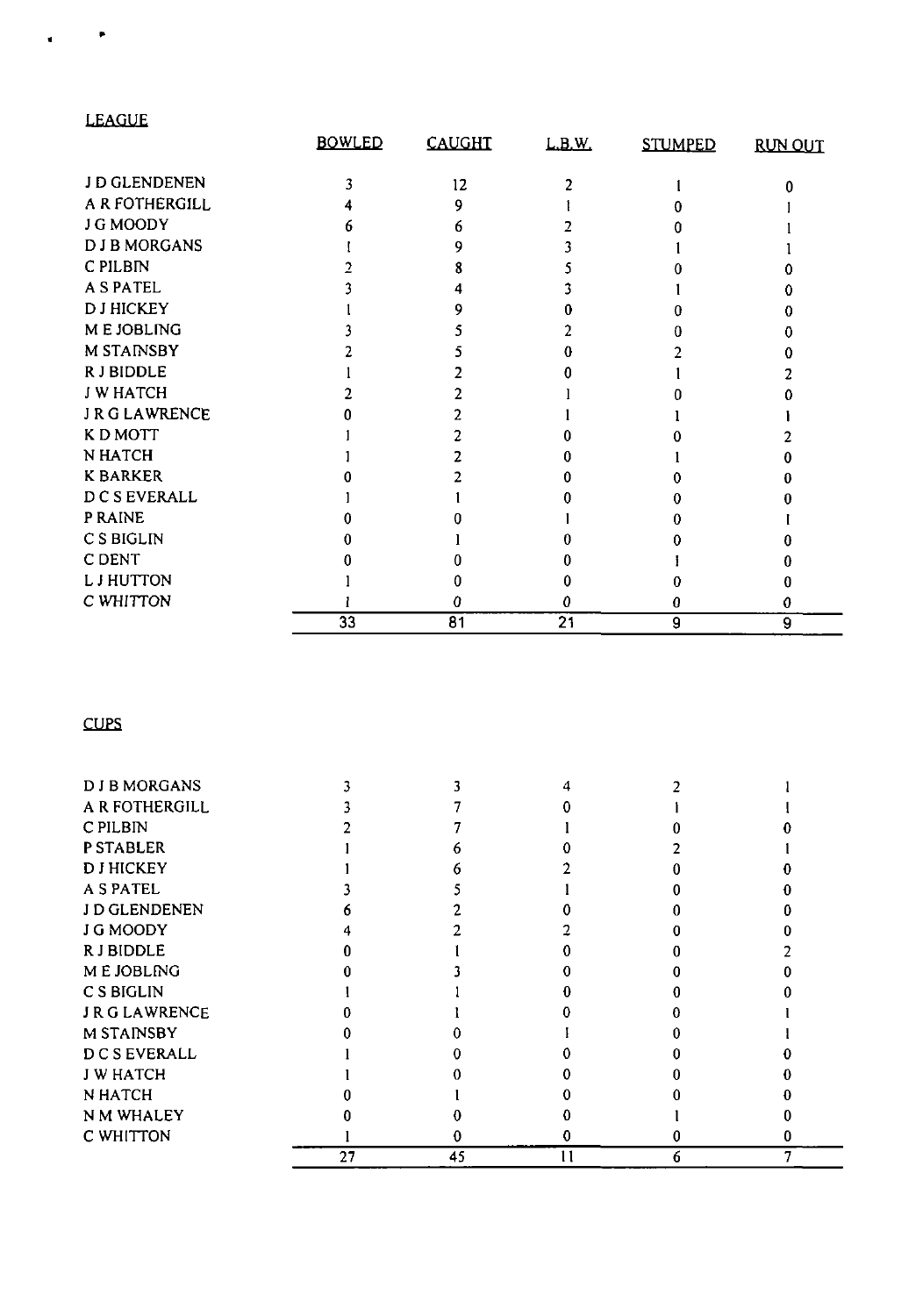LEAGUE

| | BOWLED | CAUGHT | L.B.W. | STUMPED | RUN OUT |
|---|---|---|---|---|---|
| J D GLENDENEN | 3 | 12 | 2 | 1 | 0 |
| A R FOTHERGILL | 4 | 9 | 1 | 0 | 1 |
| J G MOODY | 6 | 6 | 2 | 0 | 1 |
| D J B MORGANS | 1 | 9 | 3 | 1 | 1 |
| C PILBIN | 2 | 8 | 5 | 0 | 0 |
| A S PATEL | 3 | 4 | 3 | 1 | 0 |
| D J HICKEY | 1 | 9 | 0 | 0 | 0 |
| M E JOBLING | 3 | 5 | 2 | 0 | 0 |
| M STAINSBY | 2 | 5 | 0 | 2 | 0 |
| R J BIDDLE | 1 | 2 | 0 | 1 | 2 |
| J W HATCH | 2 | 2 | 1 | 0 | 0 |
| J R G LAWRENCE | 0 | 2 | 1 | 1 | 1 |
| K D MOTT | 1 | 2 | 0 | 0 | 2 |
| N HATCH | 1 | 2 | 0 | 1 | 0 |
| K BARKER | 0 | 2 | 0 | 0 | 0 |
| D C S EVERALL | 1 | 1 | 0 | 0 | 0 |
| P RAINE | 0 | 0 | 1 | 0 | 1 |
| C S BIGLIN | 0 | 1 | 0 | 0 | 0 |
| C DENT | 0 | 0 | 0 | 1 | 0 |
| L J HUTTON | 1 | 0 | 0 | 0 | 0 |
| C WHITTON | 1 | 0 | 0 | 0 | 0 |
| | 33 | 81 | 21 | 9 | 9 |

CUPS

| | BOWLED | CAUGHT | L.B.W. | STUMPED | RUN OUT |
|---|---|---|---|---|---|
| D J B MORGANS | 3 | 3 | 4 | 2 | 1 |
| A R FOTHERGILL | 3 | 7 | 0 | 1 | 1 |
| C PILBIN | 2 | 7 | 1 | 0 | 0 |
| P STABLER | 1 | 6 | 0 | 2 | 1 |
| D J HICKEY | 1 | 6 | 2 | 0 | 0 |
| A S PATEL | 3 | 5 | 1 | 0 | 0 |
| J D GLENDENEN | 6 | 2 | 0 | 0 | 0 |
| J G MOODY | 4 | 2 | 2 | 0 | 0 |
| R J BIDDLE | 0 | 1 | 0 | 0 | 2 |
| M E JOBLING | 0 | 3 | 0 | 0 | 0 |
| C S BIGLIN | 1 | 1 | 0 | 0 | 0 |
| J R G LAWRENCE | 0 | 1 | 0 | 0 | 1 |
| M STAINSBY | 0 | 0 | 1 | 0 | 1 |
| D C S EVERALL | 1 | 0 | 0 | 0 | 0 |
| J W HATCH | 1 | 0 | 0 | 0 | 0 |
| N HATCH | 0 | 1 | 0 | 0 | 0 |
| N M WHALEY | 0 | 0 | 0 | 1 | 0 |
| C WHITTON | 1 | 0 | 0 | 0 | 0 |
| | 27 | 45 | 11 | 6 | 7 |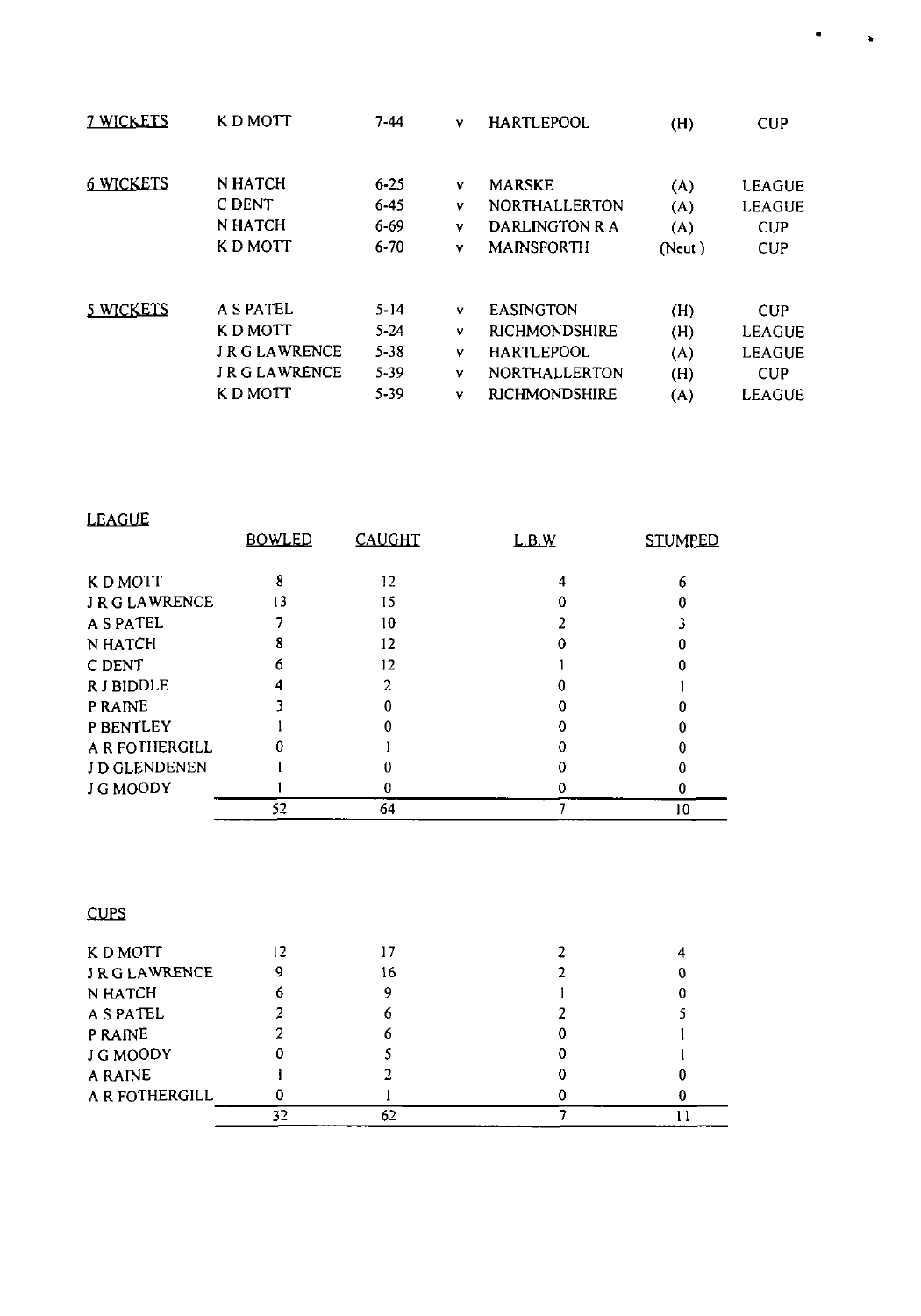| | | | | | | |
|---|---|---|---|---|---|---|
| 7 WICKETS | K D MOTT | 7-44 | v | HARTLEPOOL | (H) | CUP |
| 6 WICKETS | N HATCH | 6-25 | v | MARSKE | (A) | LEAGUE |
| | C DENT | 6-45 | v | NORTHALLERTON | (A) | LEAGUE |
| | N HATCH | 6-69 | v | DARLINGTON R A | (A) | CUP |
| | K D MOTT | 6-70 | v | MAINSFORTH | (Neut ) | CUP |
| 5 WICKETS | A S PATEL | 5-14 | v | EASINGTON | (H) | CUP |
| | K D MOTT | 5-24 | v | RICHMONDSHIRE | (H) | LEAGUE |
| | J R G LAWRENCE | 5-38 | v | HARTLEPOOL | (A) | LEAGUE |
| | J R G LAWRENCE | 5-39 | v | NORTHALLERTON | (H) | CUP |
| | K D MOTT | 5-39 | v | RICHMONDSHIRE | (A) | LEAGUE |

LEAGUE

| | BOWLED | CAUGHT | L.B.W | STUMPED |
|---|---|---|---|---|
| K D MOTT | 8 | 12 | 4 | 6 |
| J R G LAWRENCE | 13 | 15 | 0 | 0 |
| A S PATEL | 7 | 10 | 2 | 3 |
| N HATCH | 8 | 12 | 0 | 0 |
| C DENT | 6 | 12 | 1 | 0 |
| R J BIDDLE | 4 | 2 | 0 | 1 |
| P RAINE | 3 | 0 | 0 | 0 |
| P BENTLEY | 1 | 0 | 0 | 0 |
| A R FOTHERGILL | 0 | 1 | 0 | 0 |
| J D GLENDENEN | 1 | 0 | 0 | 0 |
| J G MOODY | 1 | 0 | 0 | 0 |
| | 52 | 64 | 7 | 10 |

CUPS

| | | | | |
|---|---|---|---|---|
| K D MOTT | 12 | 17 | 2 | 4 |
| J R G LAWRENCE | 9 | 16 | 2 | 0 |
| N HATCH | 6 | 9 | 1 | 0 |
| A S PATEL | 2 | 6 | 2 | 5 |
| P RAINE | 2 | 6 | 0 | 1 |
| J G MOODY | 0 | 5 | 0 | 1 |
| A RAINE | 1 | 2 | 0 | 0 |
| A R FOTHERGILL | 0 | 1 | 0 | 0 |
| | 32 | 62 | 7 | 11 |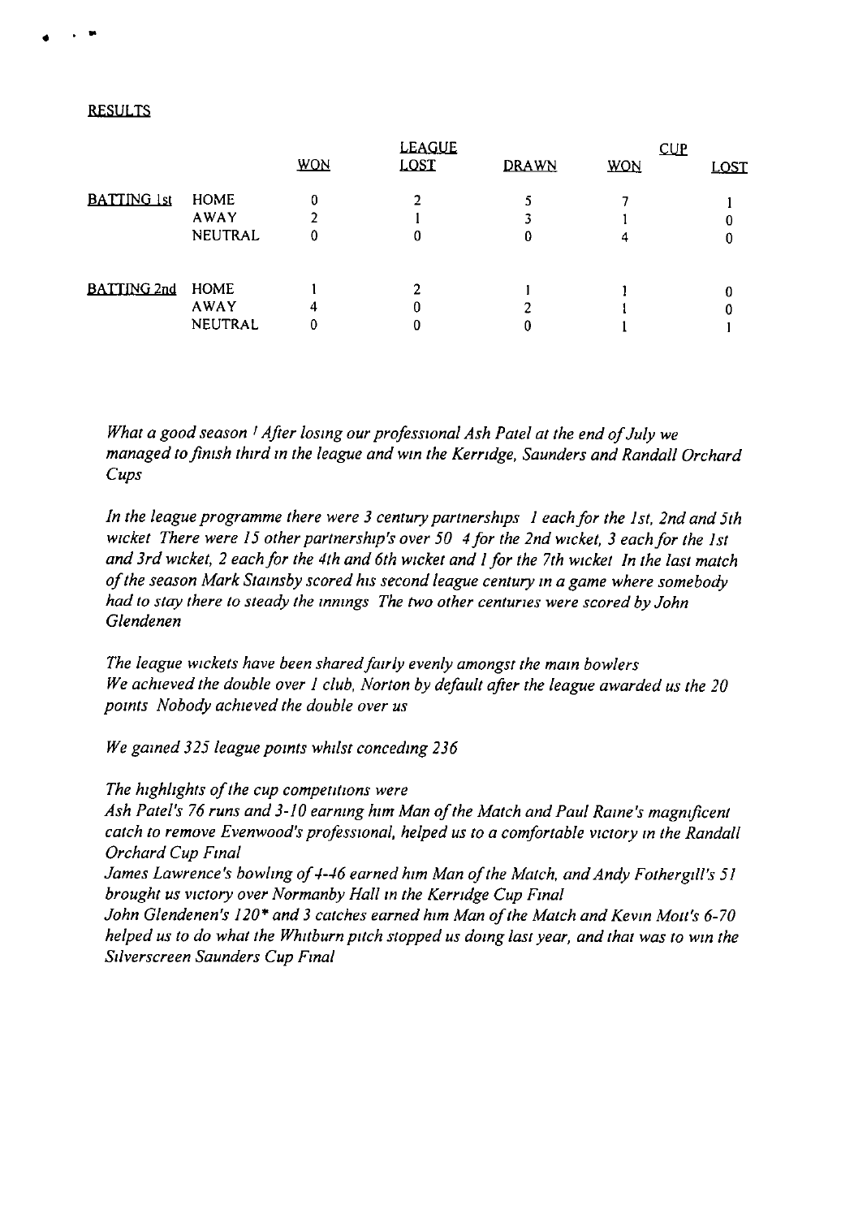RESULTS

| | | LEAGUE | | | CUP | |
|---|---|---|---|---|---|---|
| | | WON | LOST | DRAWN | WON | LOST |
| BATTING 1st | HOME | 0 | 2 | 5 | 7 | 1 |
| | AWAY | 2 | 1 | 3 | 1 | 0 |
| | NEUTRAL | 0 | 0 | 0 | 4 | 0 |
| BATTING 2nd | HOME | 1 | 2 | 1 | 1 | 0 |
| | AWAY | 4 | 0 | 2 | 1 | 0 |
| | NEUTRAL | 0 | 0 | 0 | 1 | 1 |

*What a good season ! After losing our professional Ash Patel at the end of July we managed to finish third in the league and win the Kerridge, Saunders and Randall Orchard Cups*

*In the league programme there were 3 century partnerships 1 each for the 1st, 2nd and 5th wicket There were 15 other partnership's over 50 4 for the 2nd wicket, 3 each for the 1st and 3rd wicket, 2 each for the 4th and 6th wicket and 1 for the 7th wicket In the last match of the season Mark Stainsby scored his second league century in a game where somebody had to stay there to steady the innings The two other centuries were scored by John Glendenen*

*The league wickets have been shared fairly evenly amongst the main bowlers*
*We achieved the double over 1 club, Norton by default after the league awarded us the 20 points Nobody achieved the double over us*

*We gained 325 league points whilst conceding 236*

*The highlights of the cup competitions were*
*Ash Patel's 76 runs and 3-10 earning him Man of the Match and Paul Raine's magnificent catch to remove Evenwood's professional, helped us to a comfortable victory in the Randall Orchard Cup Final*
*James Lawrence's bowling of 4-46 earned him Man of the Match, and Andy Fothergill's 51 brought us victory over Normanby Hall in the Kerridge Cup Final*
*John Glendenen's 120\* and 3 catches earned him Man of the Match and Kevin Mott's 6-70 helped us to do what the Whitburn pitch stopped us doing last year, and that was to win the Silverscreen Saunders Cup Final*